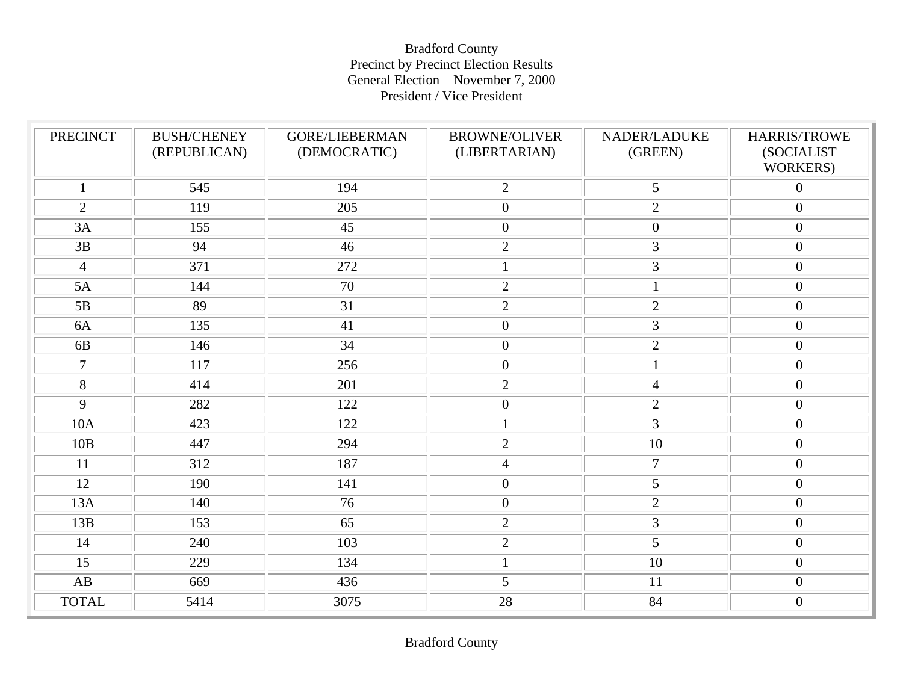Bradford County
Precinct by Precinct Election Results
General Election – November 7, 2000
President / Vice President

| PRECINCT | BUSH/CHENEY (REPUBLICAN) | GORE/LIEBERMAN (DEMOCRATIC) | BROWNE/OLIVER (LIBERTARIAN) | NADER/LADUKE (GREEN) | HARRIS/TROWE (SOCIALIST WORKERS) |
|---|---|---|---|---|---|
| 1 | 545 | 194 | 2 | 5 | 0 |
| 2 | 119 | 205 | 0 | 2 | 0 |
| 3A | 155 | 45 | 0 | 0 | 0 |
| 3B | 94 | 46 | 2 | 3 | 0 |
| 4 | 371 | 272 | 1 | 3 | 0 |
| 5A | 144 | 70 | 2 | 1 | 0 |
| 5B | 89 | 31 | 2 | 2 | 0 |
| 6A | 135 | 41 | 0 | 3 | 0 |
| 6B | 146 | 34 | 0 | 2 | 0 |
| 7 | 117 | 256 | 0 | 1 | 0 |
| 8 | 414 | 201 | 2 | 4 | 0 |
| 9 | 282 | 122 | 0 | 2 | 0 |
| 10A | 423 | 122 | 1 | 3 | 0 |
| 10B | 447 | 294 | 2 | 10 | 0 |
| 11 | 312 | 187 | 4 | 7 | 0 |
| 12 | 190 | 141 | 0 | 5 | 0 |
| 13A | 140 | 76 | 0 | 2 | 0 |
| 13B | 153 | 65 | 2 | 3 | 0 |
| 14 | 240 | 103 | 2 | 5 | 0 |
| 15 | 229 | 134 | 1 | 10 | 0 |
| AB | 669 | 436 | 5 | 11 | 0 |
| TOTAL | 5414 | 3075 | 28 | 84 | 0 |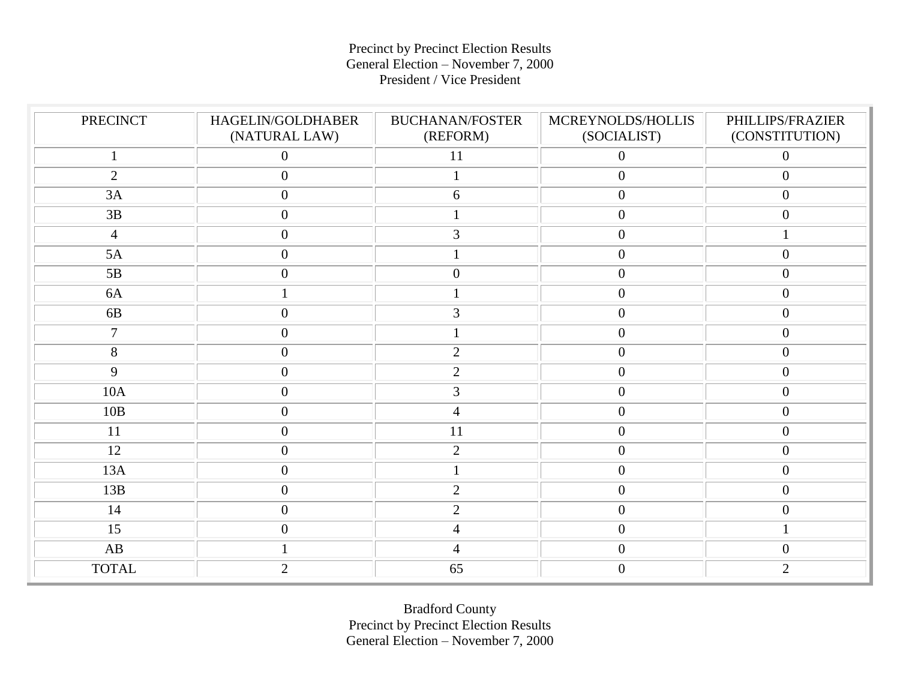Precinct by Precinct Election Results
General Election – November 7, 2000
President / Vice President

| PRECINCT | HAGELIN/GOLDHABER (NATURAL LAW) | BUCHANAN/FOSTER (REFORM) | MCREYNOLDS/HOLLIS (SOCIALIST) | PHILLIPS/FRAZIER (CONSTITUTION) |
|---|---|---|---|---|
| 1 | 0 | 11 | 0 | 0 |
| 2 | 0 | 1 | 0 | 0 |
| 3A | 0 | 6 | 0 | 0 |
| 3B | 0 | 1 | 0 | 0 |
| 4 | 0 | 3 | 0 | 1 |
| 5A | 0 | 1 | 0 | 0 |
| 5B | 0 | 0 | 0 | 0 |
| 6A | 1 | 1 | 0 | 0 |
| 6B | 0 | 3 | 0 | 0 |
| 7 | 0 | 1 | 0 | 0 |
| 8 | 0 | 2 | 0 | 0 |
| 9 | 0 | 2 | 0 | 0 |
| 10A | 0 | 3 | 0 | 0 |
| 10B | 0 | 4 | 0 | 0 |
| 11 | 0 | 11 | 0 | 0 |
| 12 | 0 | 2 | 0 | 0 |
| 13A | 0 | 1 | 0 | 0 |
| 13B | 0 | 2 | 0 | 0 |
| 14 | 0 | 2 | 0 | 0 |
| 15 | 0 | 4 | 0 | 1 |
| AB | 1 | 4 | 0 | 0 |
| TOTAL | 2 | 65 | 0 | 2 |

Bradford County
Precinct by Precinct Election Results
General Election – November 7, 2000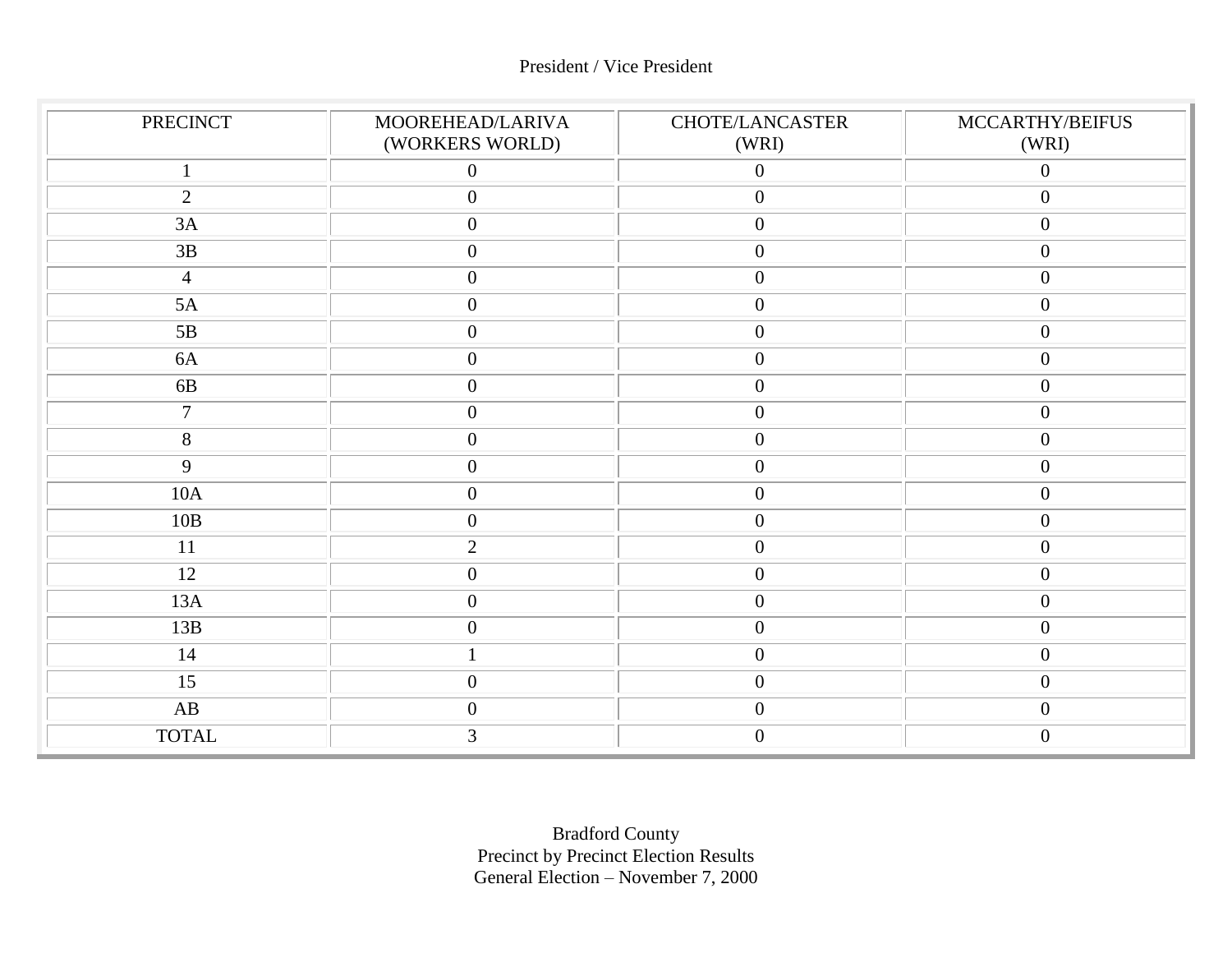President / Vice President

| PRECINCT | MOOREHEAD/LARIVA (WORKERS WORLD) | CHOTE/LANCASTER (WRI) | MCCARTHY/BEIFUS (WRI) |
|---|---|---|---|
| 1 | 0 | 0 | 0 |
| 2 | 0 | 0 | 0 |
| 3A | 0 | 0 | 0 |
| 3B | 0 | 0 | 0 |
| 4 | 0 | 0 | 0 |
| 5A | 0 | 0 | 0 |
| 5B | 0 | 0 | 0 |
| 6A | 0 | 0 | 0 |
| 6B | 0 | 0 | 0 |
| 7 | 0 | 0 | 0 |
| 8 | 0 | 0 | 0 |
| 9 | 0 | 0 | 0 |
| 10A | 0 | 0 | 0 |
| 10B | 0 | 0 | 0 |
| 11 | 2 | 0 | 0 |
| 12 | 0 | 0 | 0 |
| 13A | 0 | 0 | 0 |
| 13B | 0 | 0 | 0 |
| 14 | 1 | 0 | 0 |
| 15 | 0 | 0 | 0 |
| AB | 0 | 0 | 0 |
| TOTAL | 3 | 0 | 0 |

Bradford County
Precinct by Precinct Election Results
General Election – November 7, 2000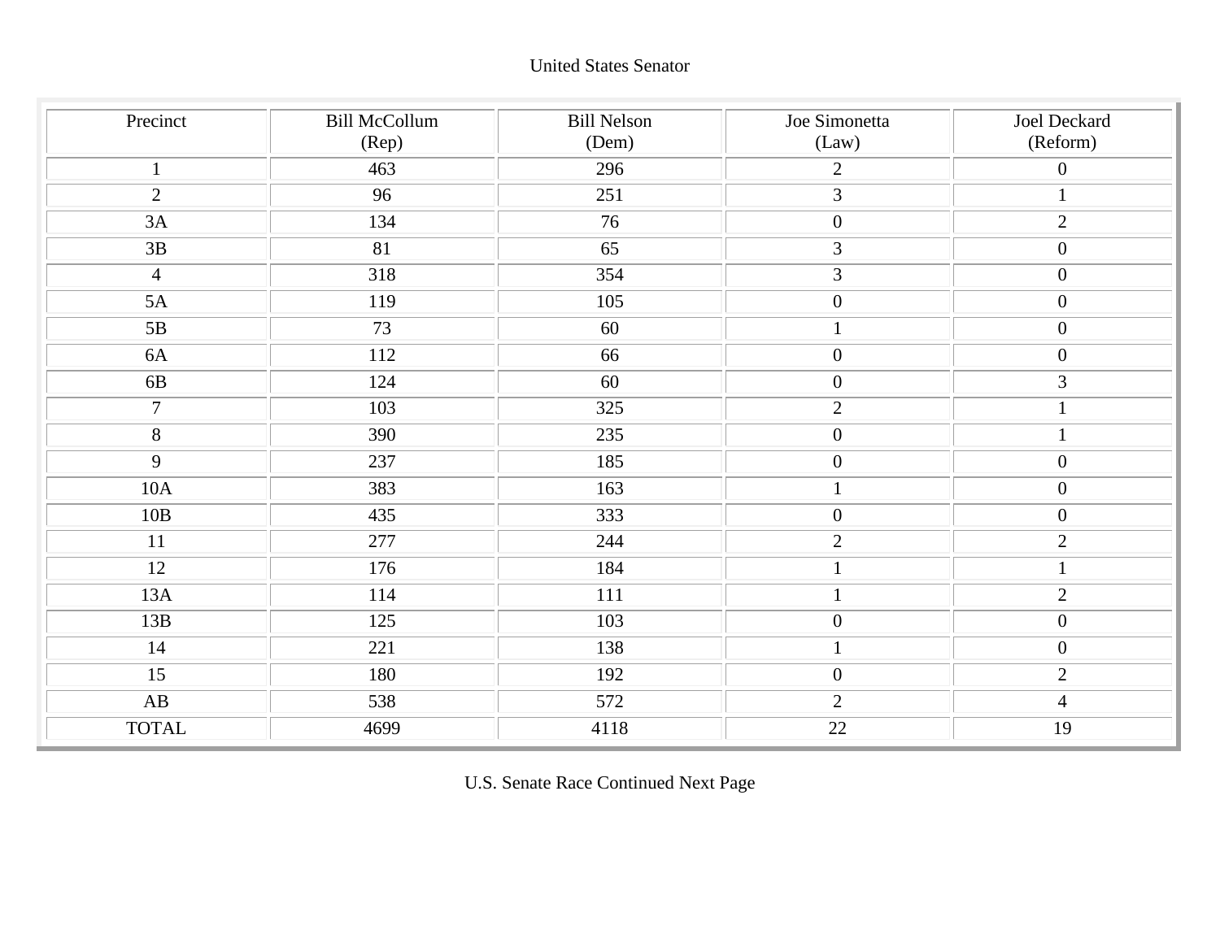United States Senator

| Precinct | Bill McCollum (Rep) | Bill Nelson (Dem) | Joe Simonetta (Law) | Joel Deckard (Reform) |
|---|---|---|---|---|
| 1 | 463 | 296 | 2 | 0 |
| 2 | 96 | 251 | 3 | 1 |
| 3A | 134 | 76 | 0 | 2 |
| 3B | 81 | 65 | 3 | 0 |
| 4 | 318 | 354 | 3 | 0 |
| 5A | 119 | 105 | 0 | 0 |
| 5B | 73 | 60 | 1 | 0 |
| 6A | 112 | 66 | 0 | 0 |
| 6B | 124 | 60 | 0 | 3 |
| 7 | 103 | 325 | 2 | 1 |
| 8 | 390 | 235 | 0 | 1 |
| 9 | 237 | 185 | 0 | 0 |
| 10A | 383 | 163 | 1 | 0 |
| 10B | 435 | 333 | 0 | 0 |
| 11 | 277 | 244 | 2 | 2 |
| 12 | 176 | 184 | 1 | 1 |
| 13A | 114 | 111 | 1 | 2 |
| 13B | 125 | 103 | 0 | 0 |
| 14 | 221 | 138 | 1 | 0 |
| 15 | 180 | 192 | 0 | 2 |
| AB | 538 | 572 | 2 | 4 |
| TOTAL | 4699 | 4118 | 22 | 19 |

U.S. Senate Race Continued Next Page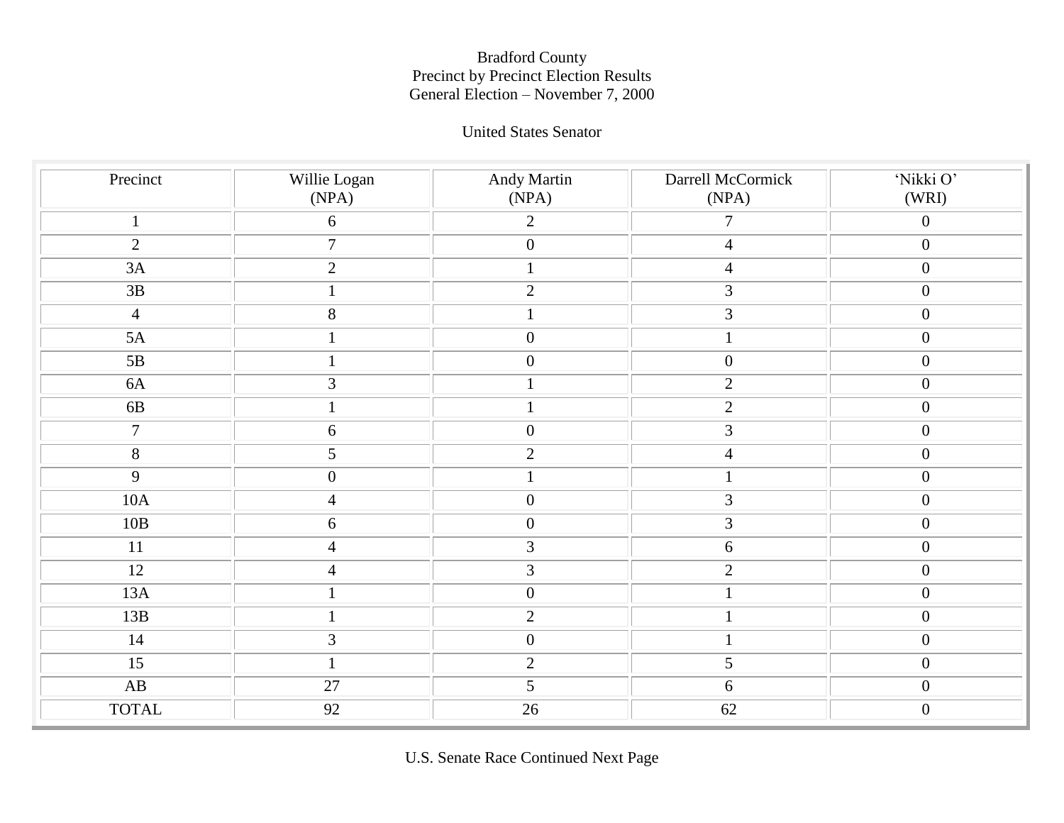Bradford County
Precinct by Precinct Election Results
General Election – November 7, 2000

United States Senator

| Precinct | Willie Logan (NPA) | Andy Martin (NPA) | Darrell McCormick (NPA) | 'Nikki O' (WRI) |
|---|---|---|---|---|
| 1 | 6 | 2 | 7 | 0 |
| 2 | 7 | 0 | 4 | 0 |
| 3A | 2 | 1 | 4 | 0 |
| 3B | 1 | 2 | 3 | 0 |
| 4 | 8 | 1 | 3 | 0 |
| 5A | 1 | 0 | 1 | 0 |
| 5B | 1 | 0 | 0 | 0 |
| 6A | 3 | 1 | 2 | 0 |
| 6B | 1 | 1 | 2 | 0 |
| 7 | 6 | 0 | 3 | 0 |
| 8 | 5 | 2 | 4 | 0 |
| 9 | 0 | 1 | 1 | 0 |
| 10A | 4 | 0 | 3 | 0 |
| 10B | 6 | 0 | 3 | 0 |
| 11 | 4 | 3 | 6 | 0 |
| 12 | 4 | 3 | 2 | 0 |
| 13A | 1 | 0 | 1 | 0 |
| 13B | 1 | 2 | 1 | 0 |
| 14 | 3 | 0 | 1 | 0 |
| 15 | 1 | 2 | 5 | 0 |
| AB | 27 | 5 | 6 | 0 |
| TOTAL | 92 | 26 | 62 | 0 |

U.S. Senate Race Continued Next Page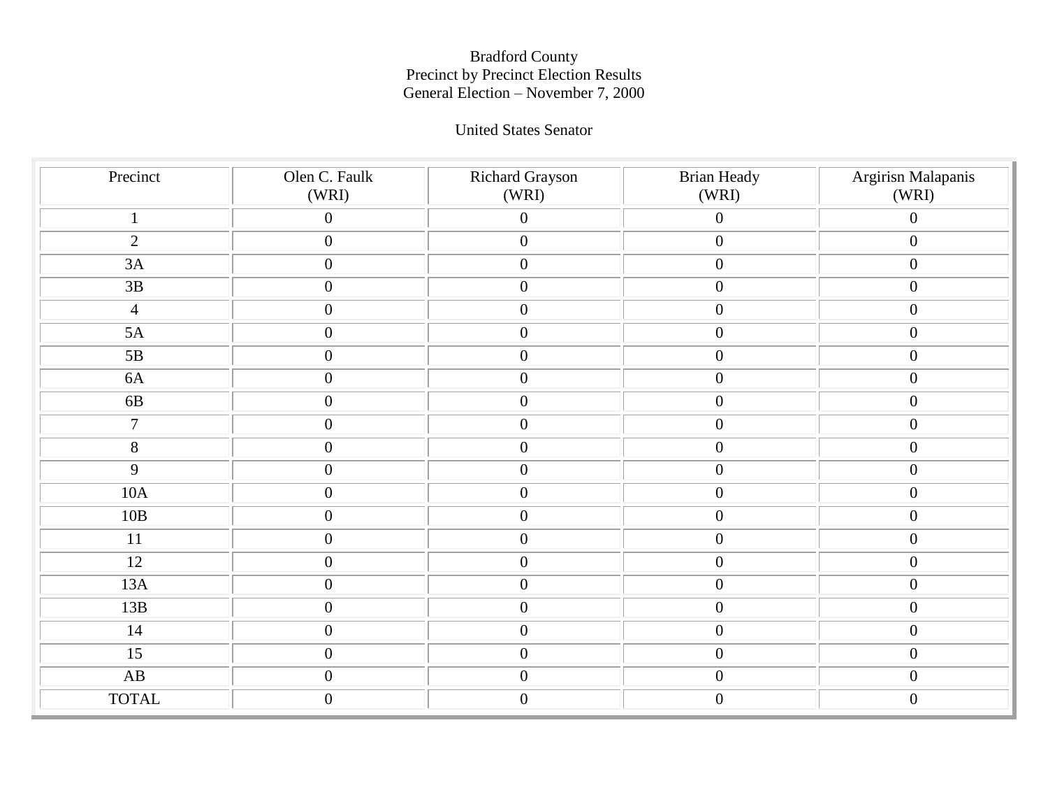Bradford County
Precinct by Precinct Election Results
General Election – November 7, 2000

United States Senator

| Precinct | Olen C. Faulk (WRI) | Richard Grayson (WRI) | Brian Heady (WRI) | Argirisn Malapanis (WRI) |
|---|---|---|---|---|
| 1 | 0 | 0 | 0 | 0 |
| 2 | 0 | 0 | 0 | 0 |
| 3A | 0 | 0 | 0 | 0 |
| 3B | 0 | 0 | 0 | 0 |
| 4 | 0 | 0 | 0 | 0 |
| 5A | 0 | 0 | 0 | 0 |
| 5B | 0 | 0 | 0 | 0 |
| 6A | 0 | 0 | 0 | 0 |
| 6B | 0 | 0 | 0 | 0 |
| 7 | 0 | 0 | 0 | 0 |
| 8 | 0 | 0 | 0 | 0 |
| 9 | 0 | 0 | 0 | 0 |
| 10A | 0 | 0 | 0 | 0 |
| 10B | 0 | 0 | 0 | 0 |
| 11 | 0 | 0 | 0 | 0 |
| 12 | 0 | 0 | 0 | 0 |
| 13A | 0 | 0 | 0 | 0 |
| 13B | 0 | 0 | 0 | 0 |
| 14 | 0 | 0 | 0 | 0 |
| 15 | 0 | 0 | 0 | 0 |
| AB | 0 | 0 | 0 | 0 |
| TOTAL | 0 | 0 | 0 | 0 |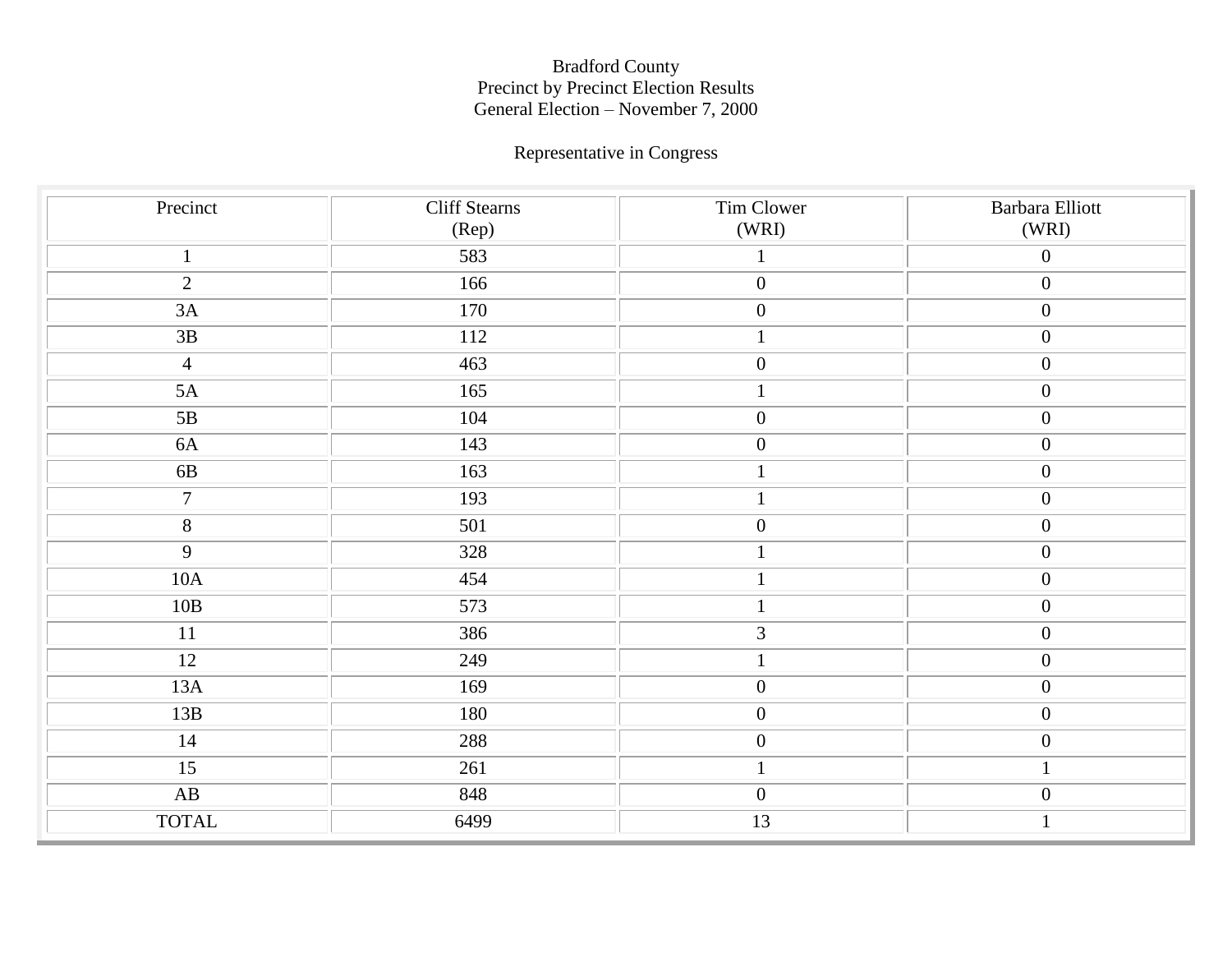Bradford County
Precinct by Precinct Election Results
General Election – November 7, 2000

Representative in Congress

| Precinct | Cliff Stearns (Rep) | Tim Clower (WRI) | Barbara Elliott (WRI) |
|---|---|---|---|
| 1 | 583 | 1 | 0 |
| 2 | 166 | 0 | 0 |
| 3A | 170 | 0 | 0 |
| 3B | 112 | 1 | 0 |
| 4 | 463 | 0 | 0 |
| 5A | 165 | 1 | 0 |
| 5B | 104 | 0 | 0 |
| 6A | 143 | 0 | 0 |
| 6B | 163 | 1 | 0 |
| 7 | 193 | 1 | 0 |
| 8 | 501 | 0 | 0 |
| 9 | 328 | 1 | 0 |
| 10A | 454 | 1 | 0 |
| 10B | 573 | 1 | 0 |
| 11 | 386 | 3 | 0 |
| 12 | 249 | 1 | 0 |
| 13A | 169 | 0 | 0 |
| 13B | 180 | 0 | 0 |
| 14 | 288 | 0 | 0 |
| 15 | 261 | 1 | 1 |
| AB | 848 | 0 | 0 |
| TOTAL | 6499 | 13 | 1 |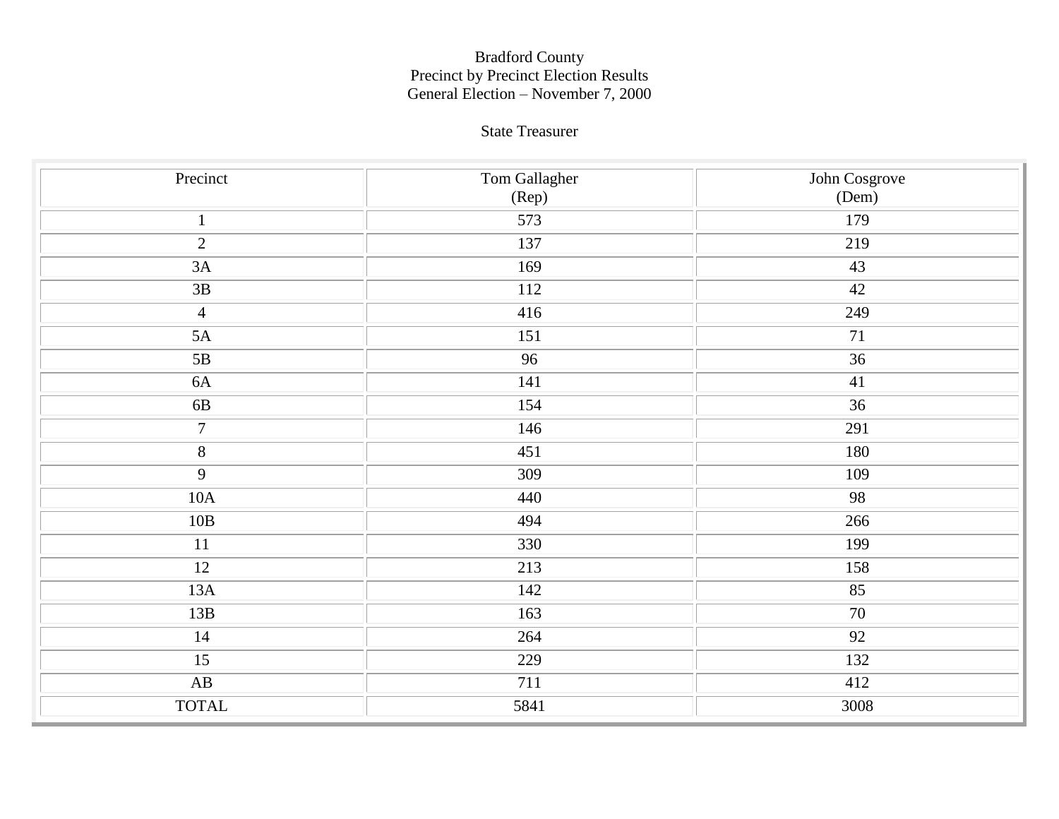Bradford County
Precinct by Precinct Election Results
General Election – November 7, 2000

State Treasurer

| Precinct | Tom Gallagher (Rep) | John Cosgrove (Dem) |
|---|---|---|
| 1 | 573 | 179 |
| 2 | 137 | 219 |
| 3A | 169 | 43 |
| 3B | 112 | 42 |
| 4 | 416 | 249 |
| 5A | 151 | 71 |
| 5B | 96 | 36 |
| 6A | 141 | 41 |
| 6B | 154 | 36 |
| 7 | 146 | 291 |
| 8 | 451 | 180 |
| 9 | 309 | 109 |
| 10A | 440 | 98 |
| 10B | 494 | 266 |
| 11 | 330 | 199 |
| 12 | 213 | 158 |
| 13A | 142 | 85 |
| 13B | 163 | 70 |
| 14 | 264 | 92 |
| 15 | 229 | 132 |
| AB | 711 | 412 |
| TOTAL | 5841 | 3008 |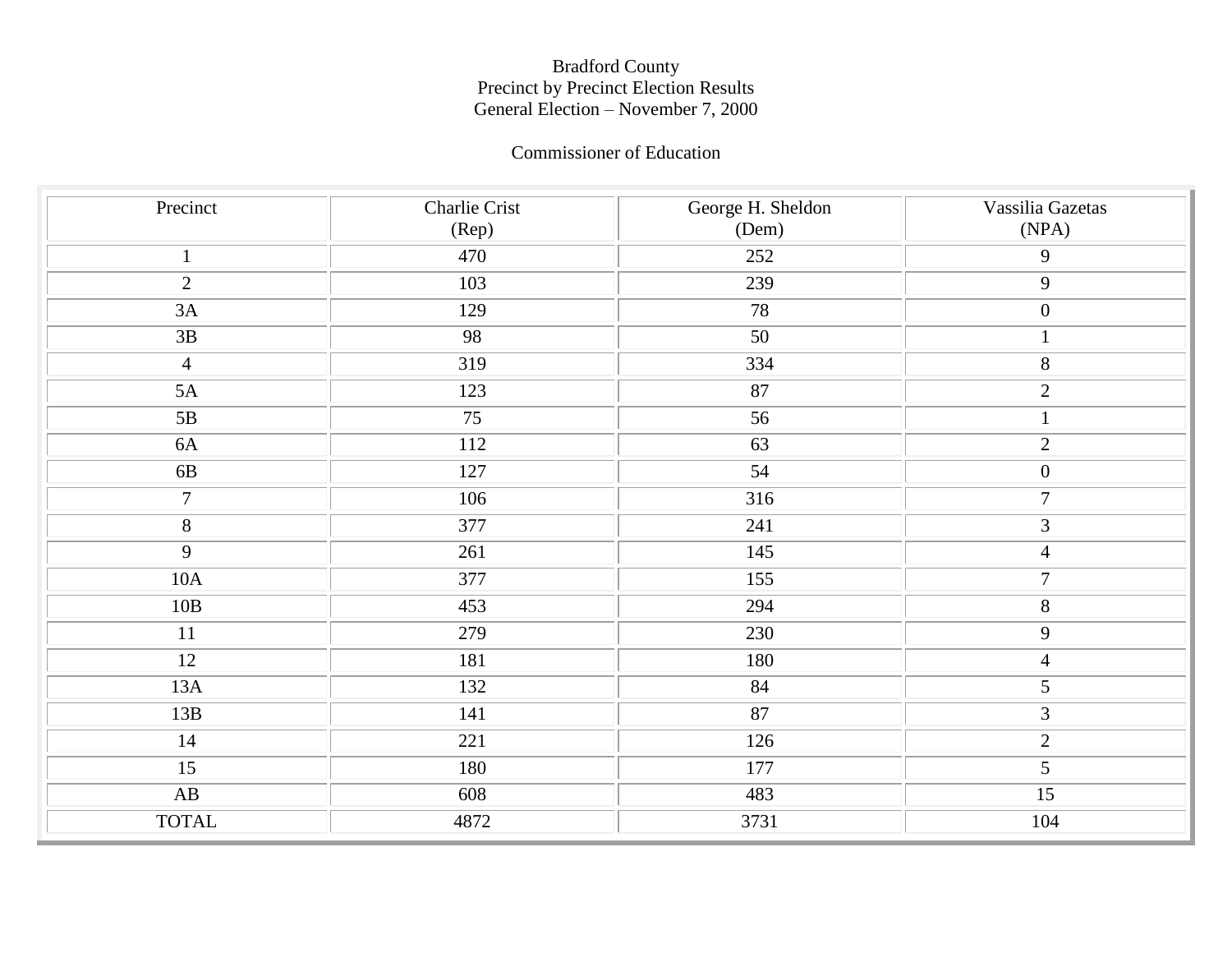# Bradford County
## Precinct by Precinct Election Results
## General Election – November 7, 2000

### Commissioner of Education

| Precinct | Charlie Crist (Rep) | George H. Sheldon (Dem) | Vassilia Gazetas (NPA) |
|---|---|---|---|
| 1 | 470 | 252 | 9 |
| 2 | 103 | 239 | 9 |
| 3A | 129 | 78 | 0 |
| 3B | 98 | 50 | 1 |
| 4 | 319 | 334 | 8 |
| 5A | 123 | 87 | 2 |
| 5B | 75 | 56 | 1 |
| 6A | 112 | 63 | 2 |
| 6B | 127 | 54 | 0 |
| 7 | 106 | 316 | 7 |
| 8 | 377 | 241 | 3 |
| 9 | 261 | 145 | 4 |
| 10A | 377 | 155 | 7 |
| 10B | 453 | 294 | 8 |
| 11 | 279 | 230 | 9 |
| 12 | 181 | 180 | 4 |
| 13A | 132 | 84 | 5 |
| 13B | 141 | 87 | 3 |
| 14 | 221 | 126 | 2 |
| 15 | 180 | 177 | 5 |
| AB | 608 | 483 | 15 |
| TOTAL | 4872 | 3731 | 104 |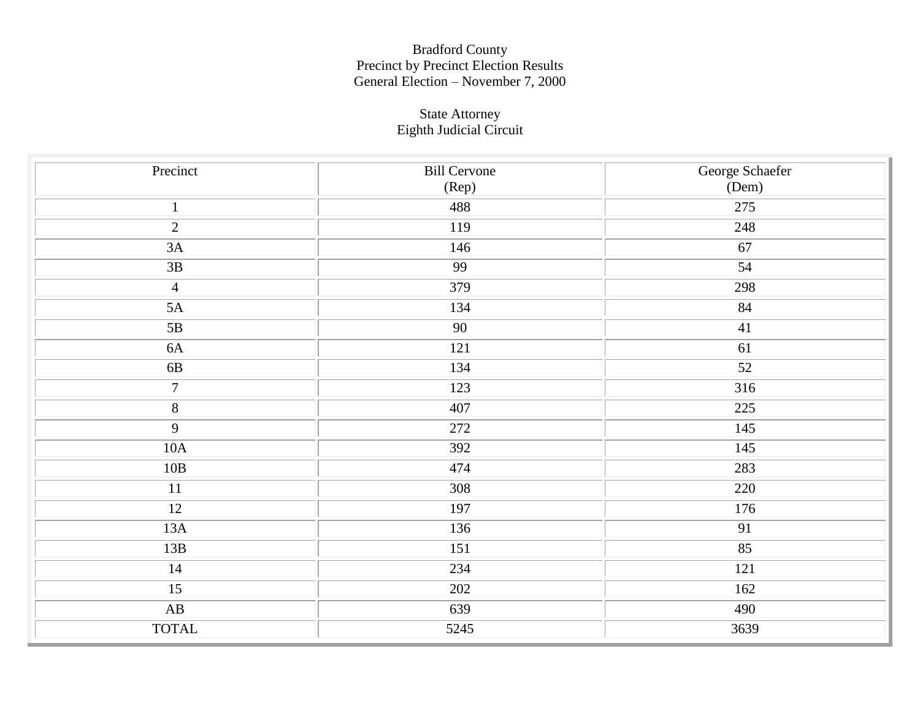Bradford County
Precinct by Precinct Election Results
General Election – November 7, 2000

State Attorney
Eighth Judicial Circuit

| Precinct | Bill Cervone (Rep) | George Schaefer (Dem) |
| --- | --- | --- |
| 1 | 488 | 275 |
| 2 | 119 | 248 |
| 3A | 146 | 67 |
| 3B | 99 | 54 |
| 4 | 379 | 298 |
| 5A | 134 | 84 |
| 5B | 90 | 41 |
| 6A | 121 | 61 |
| 6B | 134 | 52 |
| 7 | 123 | 316 |
| 8 | 407 | 225 |
| 9 | 272 | 145 |
| 10A | 392 | 145 |
| 10B | 474 | 283 |
| 11 | 308 | 220 |
| 12 | 197 | 176 |
| 13A | 136 | 91 |
| 13B | 151 | 85 |
| 14 | 234 | 121 |
| 15 | 202 | 162 |
| AB | 639 | 490 |
| TOTAL | 5245 | 3639 |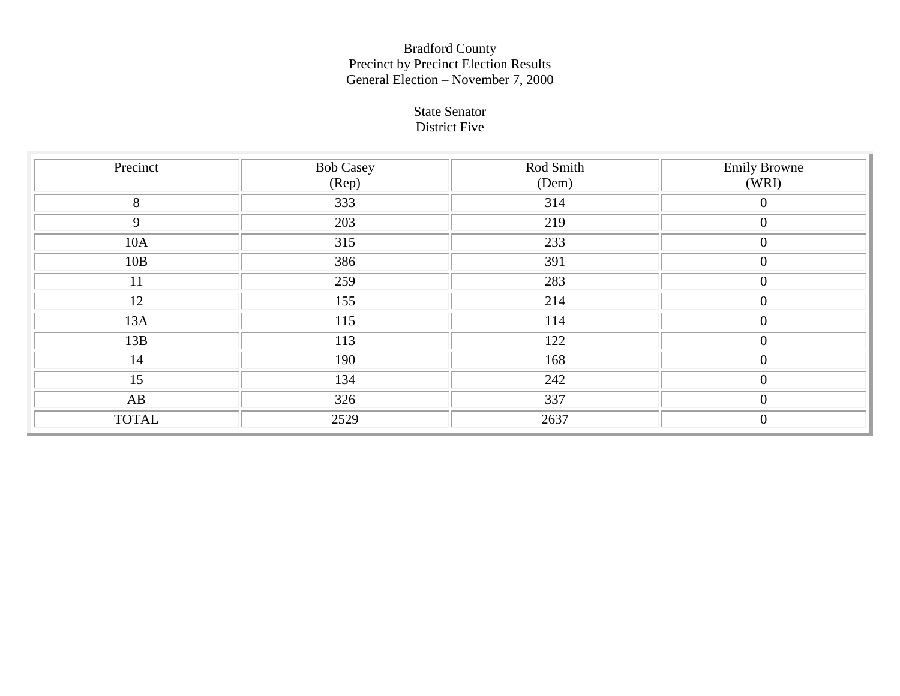Bradford County
Precinct by Precinct Election Results
General Election – November 7, 2000

State Senator
District Five

| Precinct | Bob Casey (Rep) | Rod Smith (Dem) | Emily Browne (WRI) |
|---|---|---|---|
| 8 | 333 | 314 | 0 |
| 9 | 203 | 219 | 0 |
| 10A | 315 | 233 | 0 |
| 10B | 386 | 391 | 0 |
| 11 | 259 | 283 | 0 |
| 12 | 155 | 214 | 0 |
| 13A | 115 | 114 | 0 |
| 13B | 113 | 122 | 0 |
| 14 | 190 | 168 | 0 |
| 15 | 134 | 242 | 0 |
| AB | 326 | 337 | 0 |
| TOTAL | 2529 | 2637 | 0 |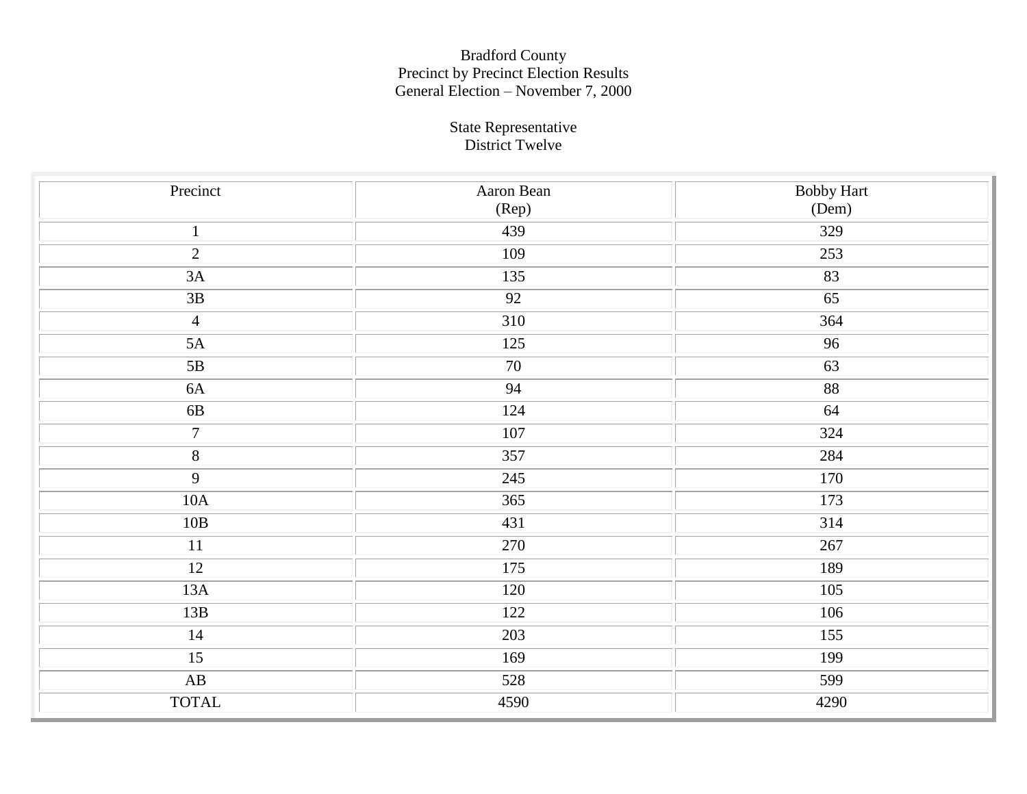Bradford County
Precinct by Precinct Election Results
General Election – November 7, 2000

State Representative
District Twelve

| Precinct | Aaron Bean (Rep) | Bobby Hart (Dem) |
|---|---|---|
| 1 | 439 | 329 |
| 2 | 109 | 253 |
| 3A | 135 | 83 |
| 3B | 92 | 65 |
| 4 | 310 | 364 |
| 5A | 125 | 96 |
| 5B | 70 | 63 |
| 6A | 94 | 88 |
| 6B | 124 | 64 |
| 7 | 107 | 324 |
| 8 | 357 | 284 |
| 9 | 245 | 170 |
| 10A | 365 | 173 |
| 10B | 431 | 314 |
| 11 | 270 | 267 |
| 12 | 175 | 189 |
| 13A | 120 | 105 |
| 13B | 122 | 106 |
| 14 | 203 | 155 |
| 15 | 169 | 199 |
| AB | 528 | 599 |
| TOTAL | 4590 | 4290 |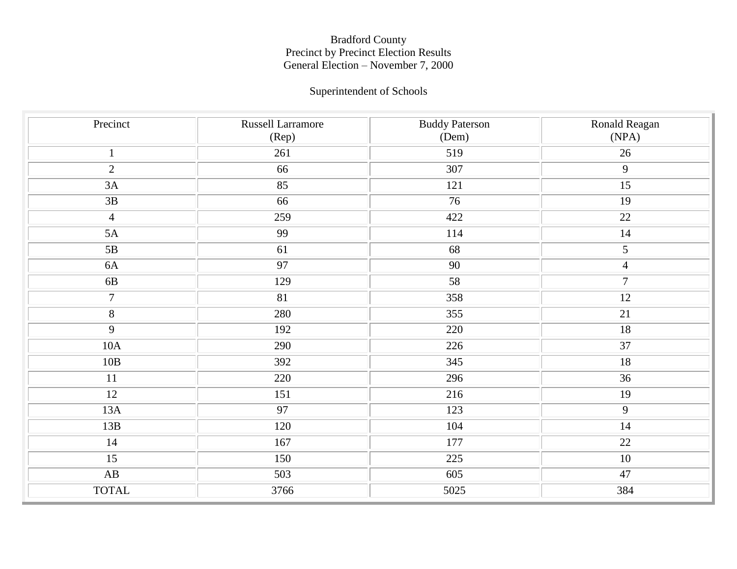Bradford County
Precinct by Precinct Election Results
General Election – November 7, 2000

Superintendent of Schools

| Precinct | Russell Larramore (Rep) | Buddy Paterson (Dem) | Ronald Reagan (NPA) |
|---|---|---|---|
| 1 | 261 | 519 | 26 |
| 2 | 66 | 307 | 9 |
| 3A | 85 | 121 | 15 |
| 3B | 66 | 76 | 19 |
| 4 | 259 | 422 | 22 |
| 5A | 99 | 114 | 14 |
| 5B | 61 | 68 | 5 |
| 6A | 97 | 90 | 4 |
| 6B | 129 | 58 | 7 |
| 7 | 81 | 358 | 12 |
| 8 | 280 | 355 | 21 |
| 9 | 192 | 220 | 18 |
| 10A | 290 | 226 | 37 |
| 10B | 392 | 345 | 18 |
| 11 | 220 | 296 | 36 |
| 12 | 151 | 216 | 19 |
| 13A | 97 | 123 | 9 |
| 13B | 120 | 104 | 14 |
| 14 | 167 | 177 | 22 |
| 15 | 150 | 225 | 10 |
| AB | 503 | 605 | 47 |
| TOTAL | 3766 | 5025 | 384 |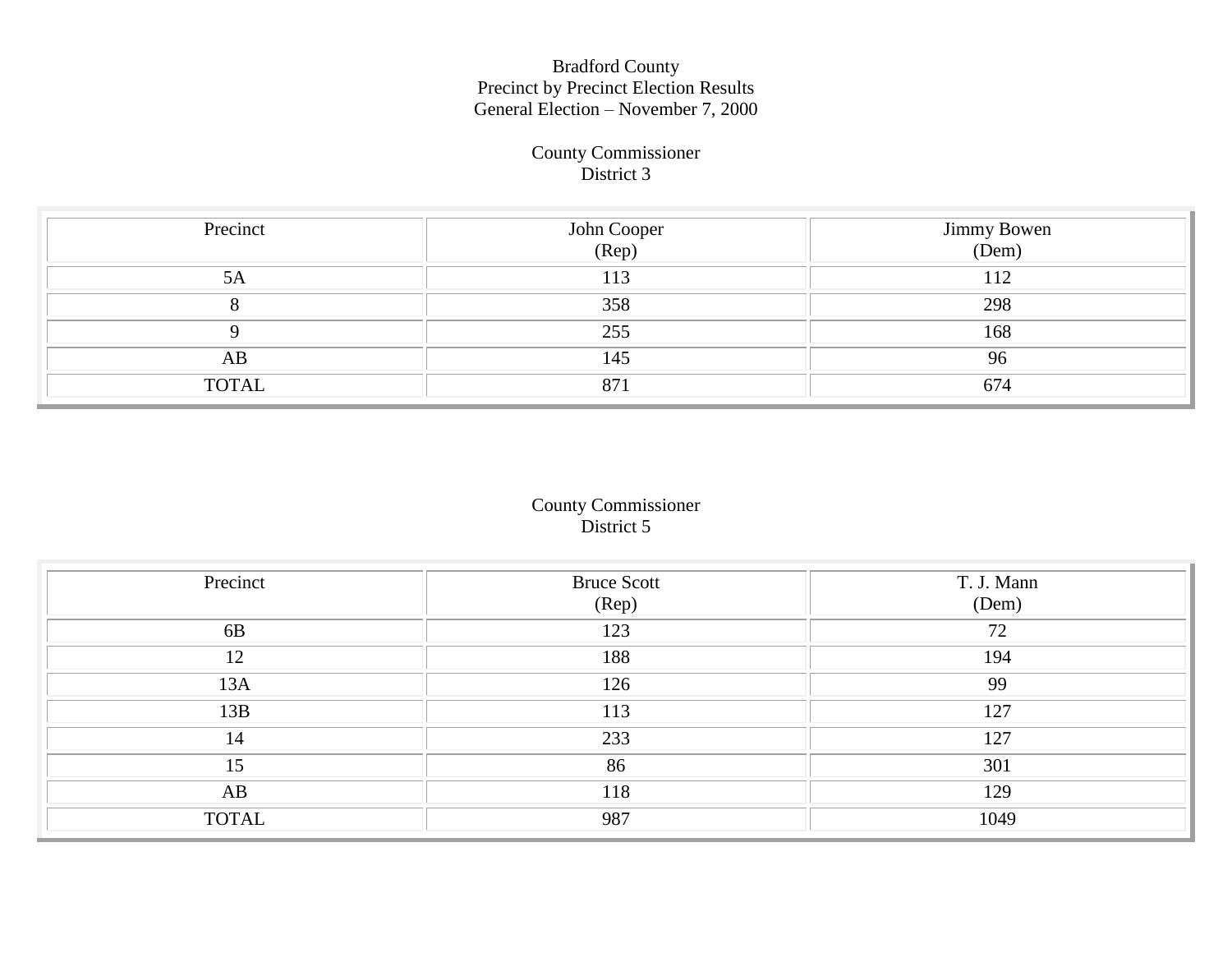Bradford County
Precinct by Precinct Election Results
General Election – November 7, 2000

County Commissioner
District 3

| Precinct | John Cooper (Rep) | Jimmy Bowen (Dem) |
|---|---|---|
| 5A | 113 | 112 |
| 8 | 358 | 298 |
| 9 | 255 | 168 |
| AB | 145 | 96 |
| TOTAL | 871 | 674 |

County Commissioner
District 5

| Precinct | Bruce Scott (Rep) | T. J. Mann (Dem) |
|---|---|---|
| 6B | 123 | 72 |
| 12 | 188 | 194 |
| 13A | 126 | 99 |
| 13B | 113 | 127 |
| 14 | 233 | 127 |
| 15 | 86 | 301 |
| AB | 118 | 129 |
| TOTAL | 987 | 1049 |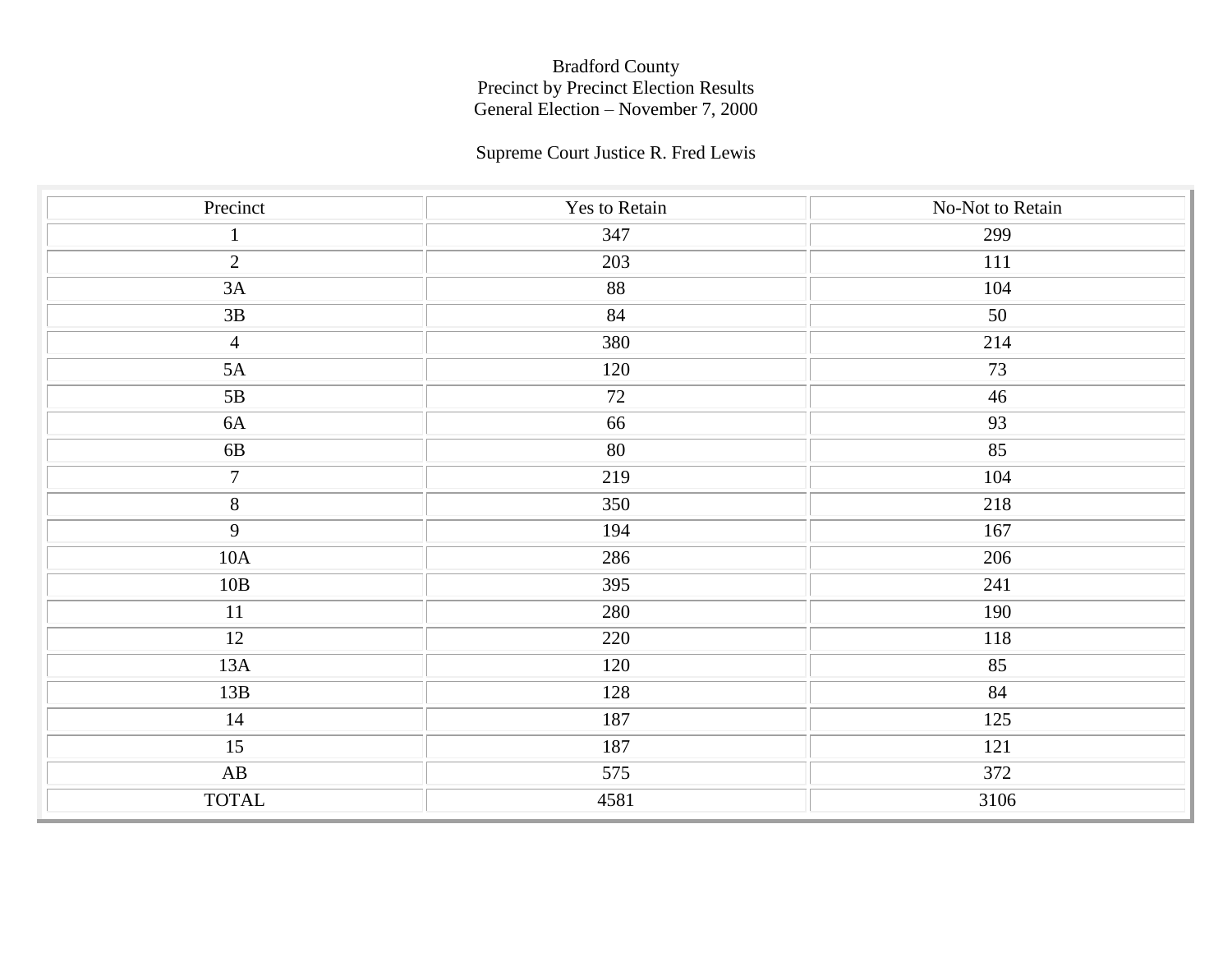Bradford County
Precinct by Precinct Election Results
General Election – November 7, 2000

Supreme Court Justice R. Fred Lewis

| Precinct | Yes to Retain | No-Not to Retain |
|---|---|---|
| 1 | 347 | 299 |
| 2 | 203 | 111 |
| 3A | 88 | 104 |
| 3B | 84 | 50 |
| 4 | 380 | 214 |
| 5A | 120 | 73 |
| 5B | 72 | 46 |
| 6A | 66 | 93 |
| 6B | 80 | 85 |
| 7 | 219 | 104 |
| 8 | 350 | 218 |
| 9 | 194 | 167 |
| 10A | 286 | 206 |
| 10B | 395 | 241 |
| 11 | 280 | 190 |
| 12 | 220 | 118 |
| 13A | 120 | 85 |
| 13B | 128 | 84 |
| 14 | 187 | 125 |
| 15 | 187 | 121 |
| AB | 575 | 372 |
| TOTAL | 4581 | 3106 |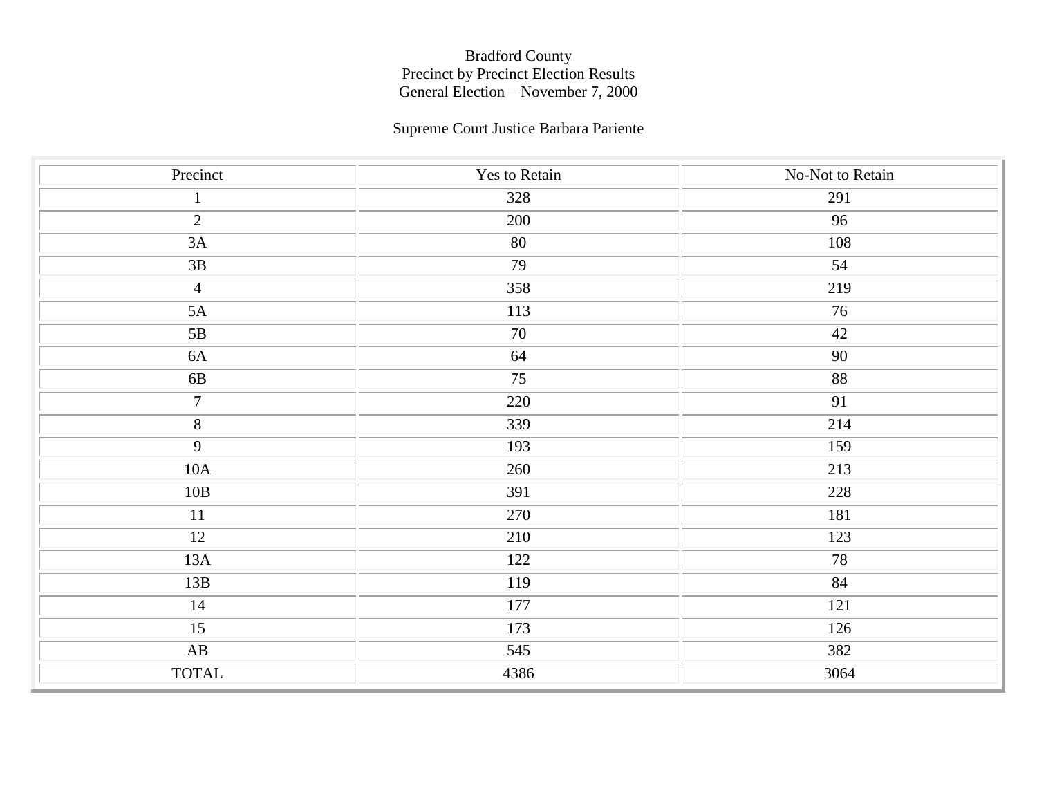Bradford County
Precinct by Precinct Election Results
General Election – November 7, 2000

Supreme Court Justice Barbara Pariente

| Precinct | Yes to Retain | No-Not to Retain |
|---|---|---|
| 1 | 328 | 291 |
| 2 | 200 | 96 |
| 3A | 80 | 108 |
| 3B | 79 | 54 |
| 4 | 358 | 219 |
| 5A | 113 | 76 |
| 5B | 70 | 42 |
| 6A | 64 | 90 |
| 6B | 75 | 88 |
| 7 | 220 | 91 |
| 8 | 339 | 214 |
| 9 | 193 | 159 |
| 10A | 260 | 213 |
| 10B | 391 | 228 |
| 11 | 270 | 181 |
| 12 | 210 | 123 |
| 13A | 122 | 78 |
| 13B | 119 | 84 |
| 14 | 177 | 121 |
| 15 | 173 | 126 |
| AB | 545 | 382 |
| TOTAL | 4386 | 3064 |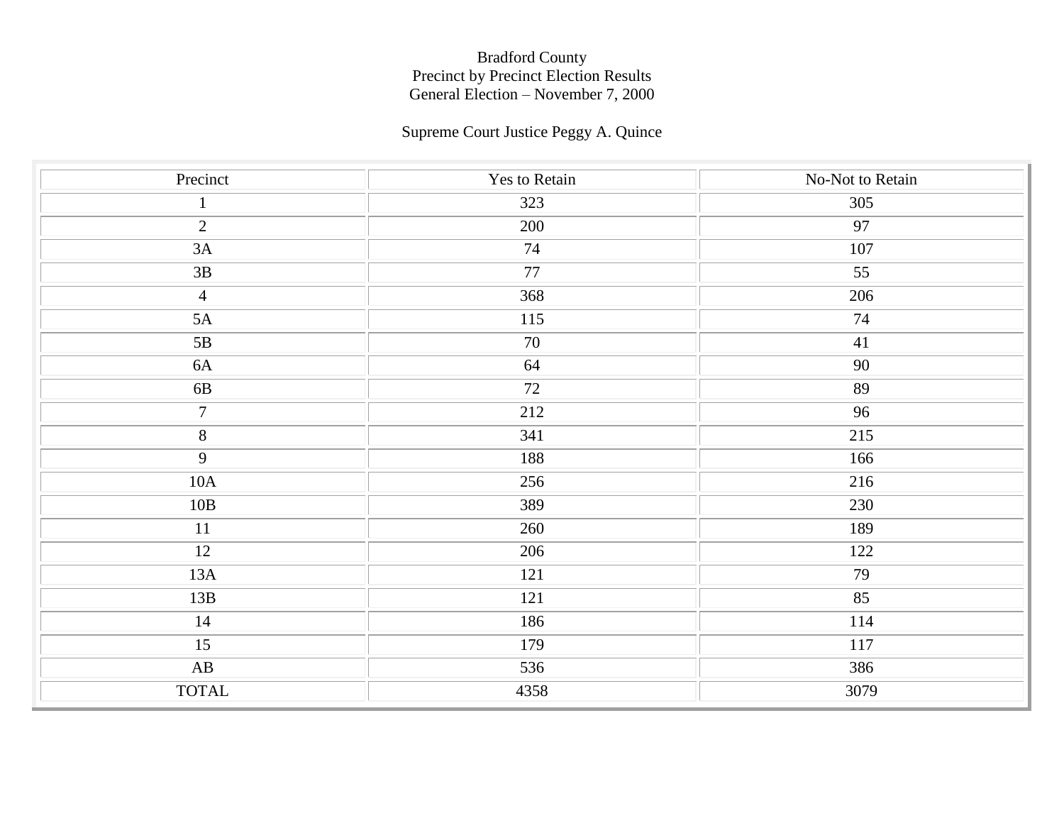Bradford County
Precinct by Precinct Election Results
General Election – November 7, 2000

Supreme Court Justice Peggy A. Quince

| Precinct | Yes to Retain | No-Not to Retain |
|---|---|---|
| 1 | 323 | 305 |
| 2 | 200 | 97 |
| 3A | 74 | 107 |
| 3B | 77 | 55 |
| 4 | 368 | 206 |
| 5A | 115 | 74 |
| 5B | 70 | 41 |
| 6A | 64 | 90 |
| 6B | 72 | 89 |
| 7 | 212 | 96 |
| 8 | 341 | 215 |
| 9 | 188 | 166 |
| 10A | 256 | 216 |
| 10B | 389 | 230 |
| 11 | 260 | 189 |
| 12 | 206 | 122 |
| 13A | 121 | 79 |
| 13B | 121 | 85 |
| 14 | 186 | 114 |
| 15 | 179 | 117 |
| AB | 536 | 386 |
| TOTAL | 4358 | 3079 |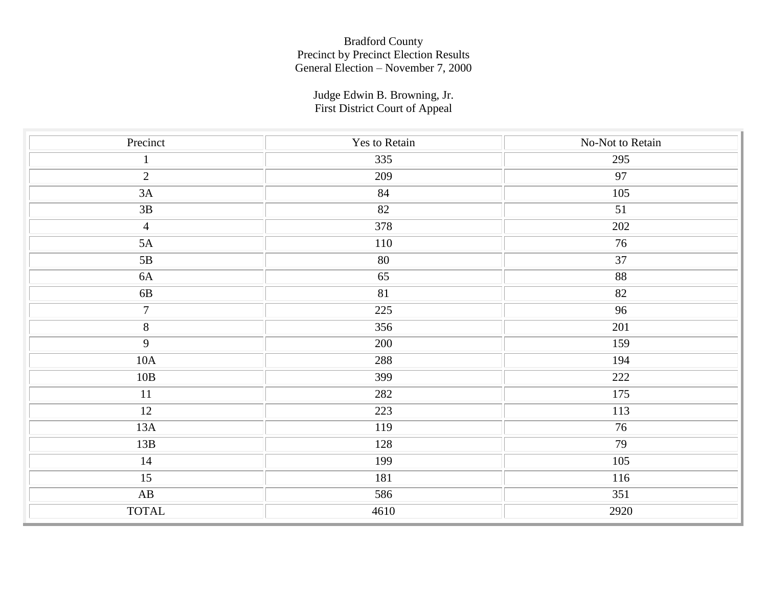Bradford County
Precinct by Precinct Election Results
General Election – November 7, 2000

Judge Edwin B. Browning, Jr.
First District Court of Appeal

| Precinct | Yes to Retain | No-Not to Retain |
|---|---|---|
| 1 | 335 | 295 |
| 2 | 209 | 97 |
| 3A | 84 | 105 |
| 3B | 82 | 51 |
| 4 | 378 | 202 |
| 5A | 110 | 76 |
| 5B | 80 | 37 |
| 6A | 65 | 88 |
| 6B | 81 | 82 |
| 7 | 225 | 96 |
| 8 | 356 | 201 |
| 9 | 200 | 159 |
| 10A | 288 | 194 |
| 10B | 399 | 222 |
| 11 | 282 | 175 |
| 12 | 223 | 113 |
| 13A | 119 | 76 |
| 13B | 128 | 79 |
| 14 | 199 | 105 |
| 15 | 181 | 116 |
| AB | 586 | 351 |
| TOTAL | 4610 | 2920 |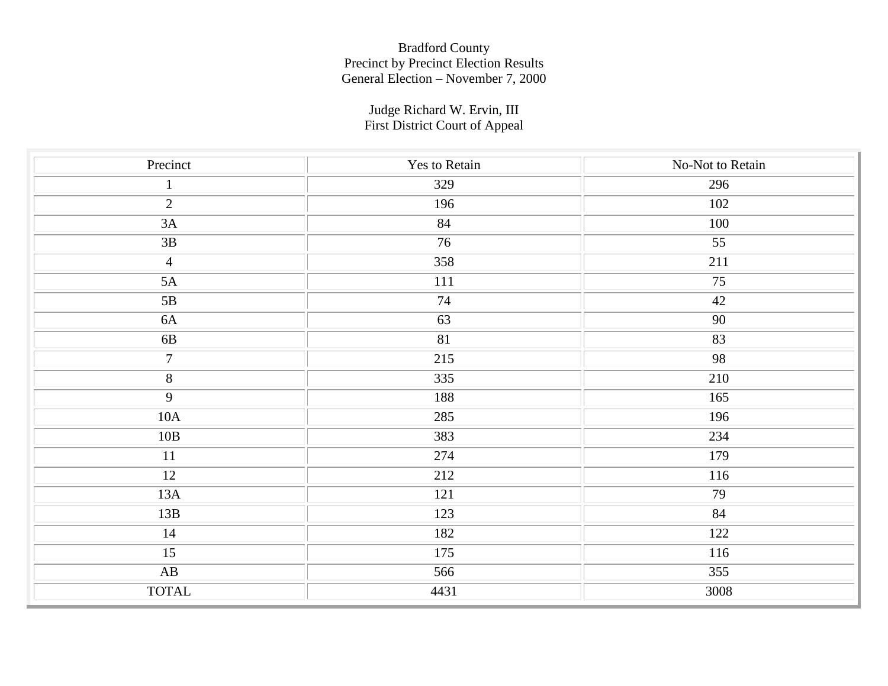Bradford County
Precinct by Precinct Election Results
General Election – November 7, 2000

Judge Richard W. Ervin, III
First District Court of Appeal

| Precinct | Yes to Retain | No-Not to Retain |
|---|---|---|
| 1 | 329 | 296 |
| 2 | 196 | 102 |
| 3A | 84 | 100 |
| 3B | 76 | 55 |
| 4 | 358 | 211 |
| 5A | 111 | 75 |
| 5B | 74 | 42 |
| 6A | 63 | 90 |
| 6B | 81 | 83 |
| 7 | 215 | 98 |
| 8 | 335 | 210 |
| 9 | 188 | 165 |
| 10A | 285 | 196 |
| 10B | 383 | 234 |
| 11 | 274 | 179 |
| 12 | 212 | 116 |
| 13A | 121 | 79 |
| 13B | 123 | 84 |
| 14 | 182 | 122 |
| 15 | 175 | 116 |
| AB | 566 | 355 |
| TOTAL | 4431 | 3008 |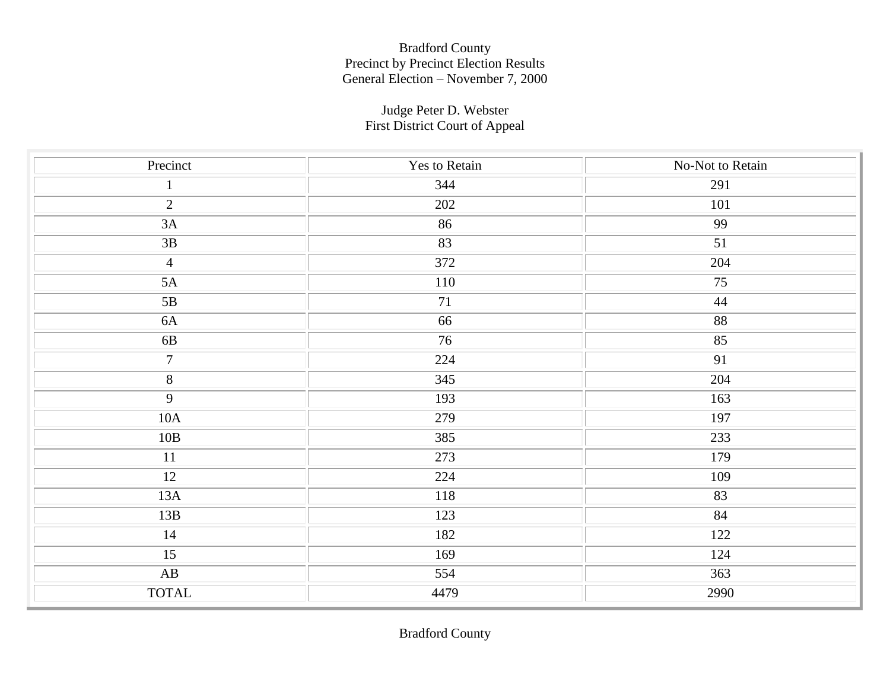Bradford County
Precinct by Precinct Election Results
General Election – November 7, 2000

Judge Peter D. Webster
First District Court of Appeal

| Precinct | Yes to Retain | No-Not to Retain |
|---|---|---|
| 1 | 344 | 291 |
| 2 | 202 | 101 |
| 3A | 86 | 99 |
| 3B | 83 | 51 |
| 4 | 372 | 204 |
| 5A | 110 | 75 |
| 5B | 71 | 44 |
| 6A | 66 | 88 |
| 6B | 76 | 85 |
| 7 | 224 | 91 |
| 8 | 345 | 204 |
| 9 | 193 | 163 |
| 10A | 279 | 197 |
| 10B | 385 | 233 |
| 11 | 273 | 179 |
| 12 | 224 | 109 |
| 13A | 118 | 83 |
| 13B | 123 | 84 |
| 14 | 182 | 122 |
| 15 | 169 | 124 |
| AB | 554 | 363 |
| TOTAL | 4479 | 2990 |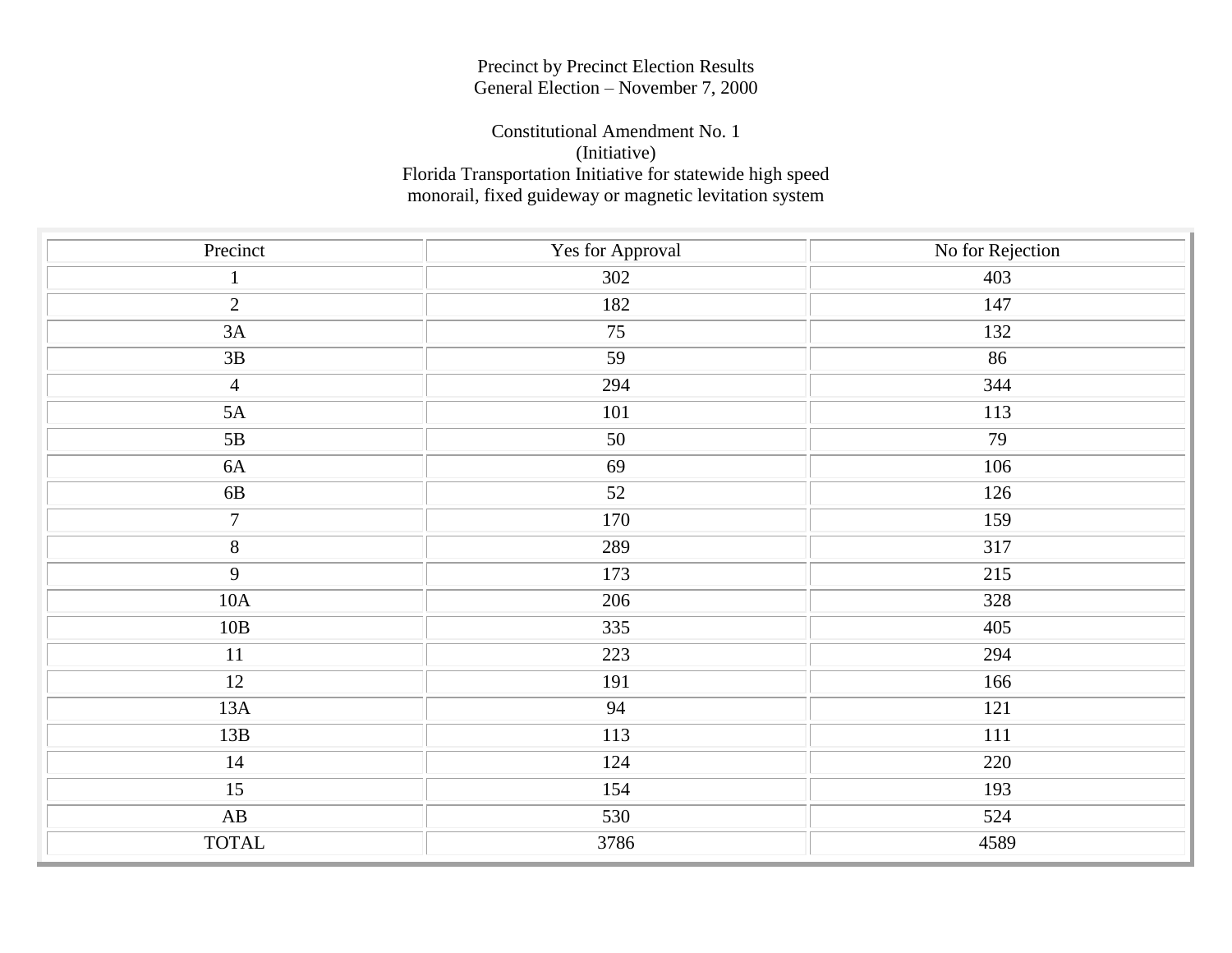Precinct by Precinct Election Results
General Election – November 7, 2000

Constitutional Amendment No. 1
(Initiative)
Florida Transportation Initiative for statewide high speed monorail, fixed guideway or magnetic levitation system

| Precinct | Yes for Approval | No for Rejection |
|---|---|---|
| 1 | 302 | 403 |
| 2 | 182 | 147 |
| 3A | 75 | 132 |
| 3B | 59 | 86 |
| 4 | 294 | 344 |
| 5A | 101 | 113 |
| 5B | 50 | 79 |
| 6A | 69 | 106 |
| 6B | 52 | 126 |
| 7 | 170 | 159 |
| 8 | 289 | 317 |
| 9 | 173 | 215 |
| 10A | 206 | 328 |
| 10B | 335 | 405 |
| 11 | 223 | 294 |
| 12 | 191 | 166 |
| 13A | 94 | 121 |
| 13B | 113 | 111 |
| 14 | 124 | 220 |
| 15 | 154 | 193 |
| AB | 530 | 524 |
| TOTAL | 3786 | 4589 |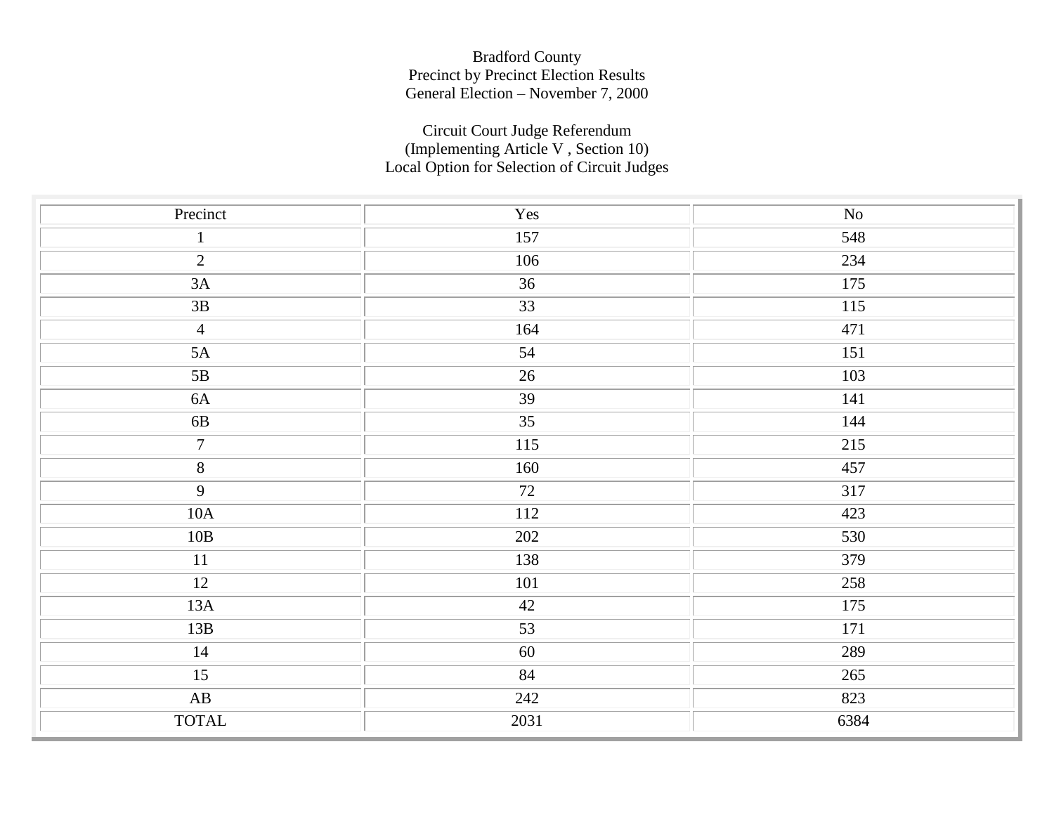Bradford County
Precinct by Precinct Election Results
General Election – November 7, 2000

Circuit Court Judge Referendum
(Implementing Article V , Section 10)
Local Option for Selection of Circuit Judges

| Precinct | Yes | No |
|---|---|---|
| 1 | 157 | 548 |
| 2 | 106 | 234 |
| 3A | 36 | 175 |
| 3B | 33 | 115 |
| 4 | 164 | 471 |
| 5A | 54 | 151 |
| 5B | 26 | 103 |
| 6A | 39 | 141 |
| 6B | 35 | 144 |
| 7 | 115 | 215 |
| 8 | 160 | 457 |
| 9 | 72 | 317 |
| 10A | 112 | 423 |
| 10B | 202 | 530 |
| 11 | 138 | 379 |
| 12 | 101 | 258 |
| 13A | 42 | 175 |
| 13B | 53 | 171 |
| 14 | 60 | 289 |
| 15 | 84 | 265 |
| AB | 242 | 823 |
| TOTAL | 2031 | 6384 |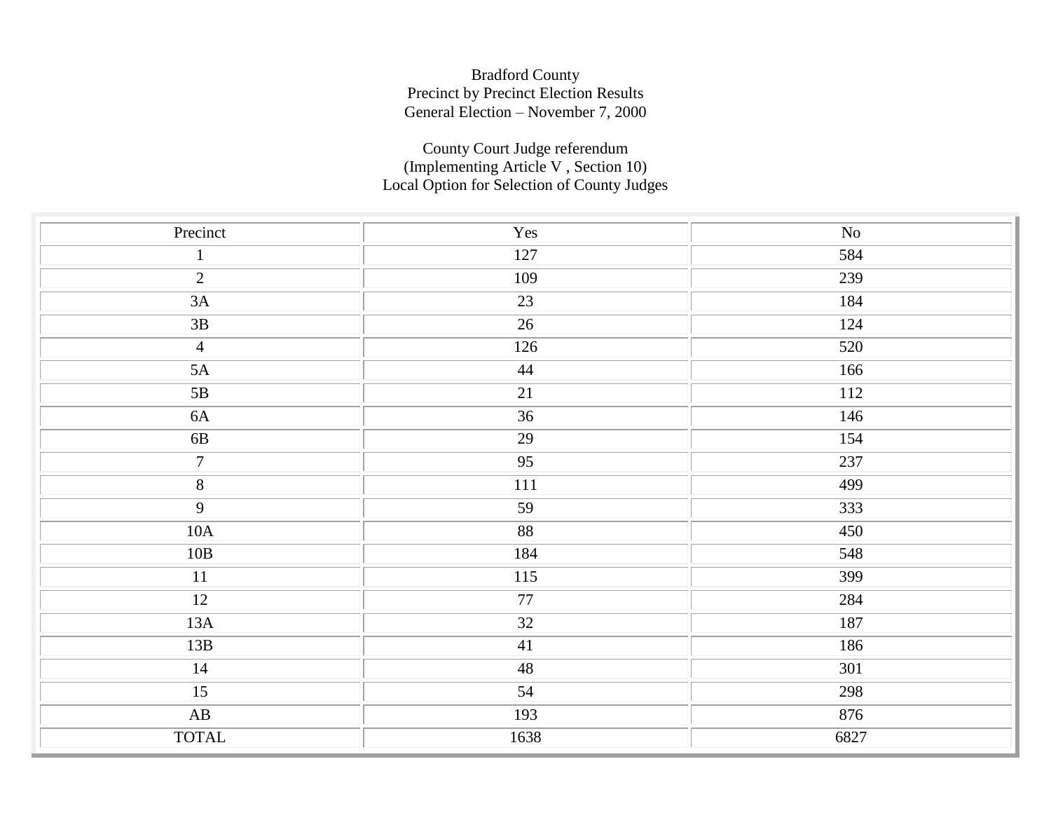Bradford County
Precinct by Precinct Election Results
General Election – November 7, 2000

County Court Judge referendum
(Implementing Article V , Section 10)
Local Option for Selection of County Judges

| Precinct | Yes | No |
|---|---|---|
| 1 | 127 | 584 |
| 2 | 109 | 239 |
| 3A | 23 | 184 |
| 3B | 26 | 124 |
| 4 | 126 | 520 |
| 5A | 44 | 166 |
| 5B | 21 | 112 |
| 6A | 36 | 146 |
| 6B | 29 | 154 |
| 7 | 95 | 237 |
| 8 | 111 | 499 |
| 9 | 59 | 333 |
| 10A | 88 | 450 |
| 10B | 184 | 548 |
| 11 | 115 | 399 |
| 12 | 77 | 284 |
| 13A | 32 | 187 |
| 13B | 41 | 186 |
| 14 | 48 | 301 |
| 15 | 54 | 298 |
| AB | 193 | 876 |
| TOTAL | 1638 | 6827 |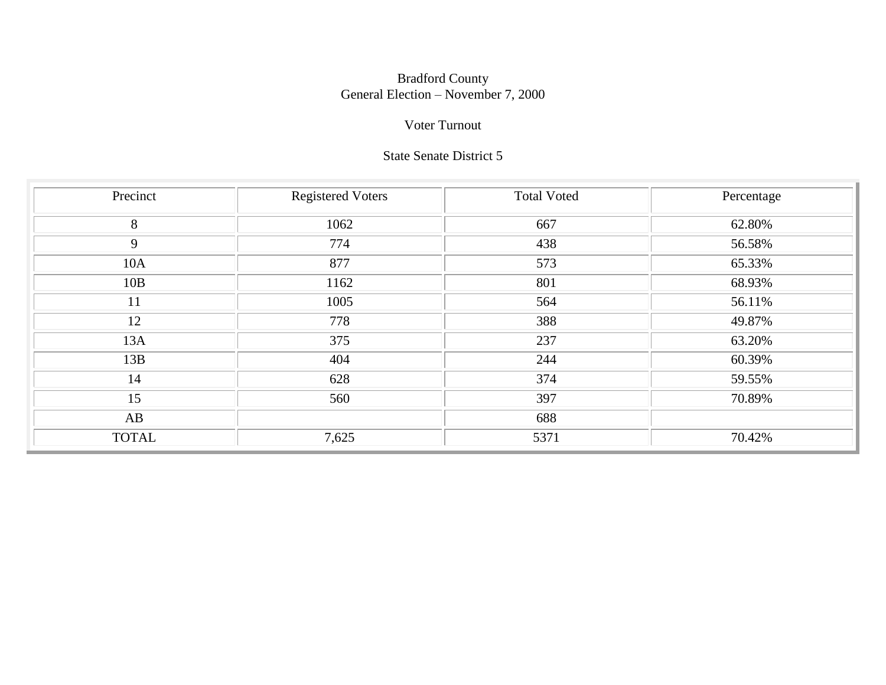Bradford County
General Election – November 7, 2000

Voter Turnout

State Senate District 5

| Precinct | Registered Voters | Total Voted | Percentage |
|---|---|---|---|
| 8 | 1062 | 667 | 62.80% |
| 9 | 774 | 438 | 56.58% |
| 10A | 877 | 573 | 65.33% |
| 10B | 1162 | 801 | 68.93% |
| 11 | 1005 | 564 | 56.11% |
| 12 | 778 | 388 | 49.87% |
| 13A | 375 | 237 | 63.20% |
| 13B | 404 | 244 | 60.39% |
| 14 | 628 | 374 | 59.55% |
| 15 | 560 | 397 | 70.89% |
| AB | | 688 | |
| TOTAL | 7,625 | 5371 | 70.42% |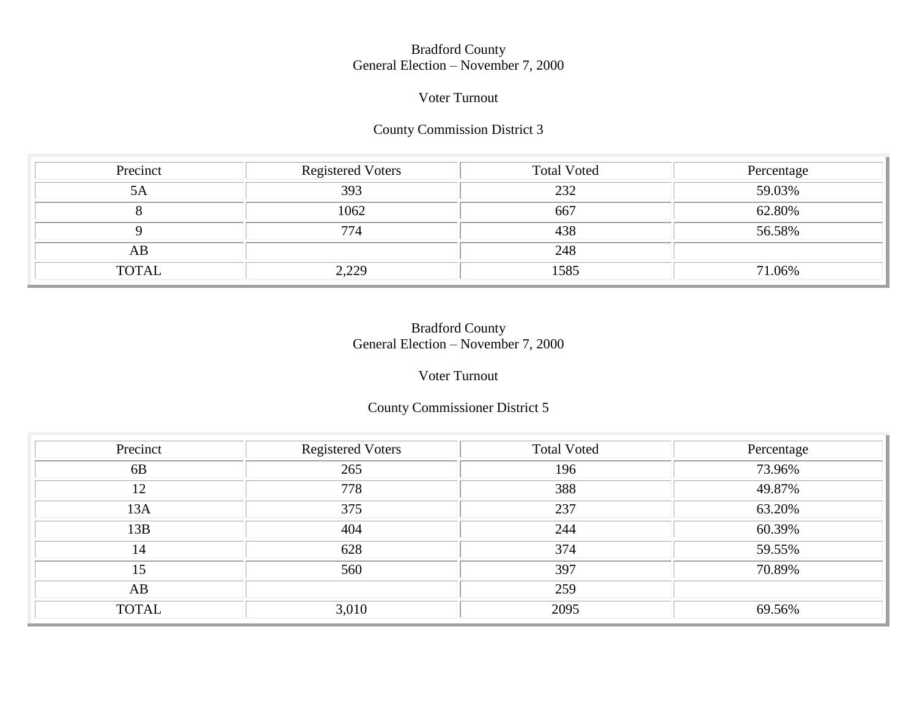Bradford County
General Election – November 7, 2000

Voter Turnout

County Commission District 3

| Precinct | Registered Voters | Total Voted | Percentage |
|---|---|---|---|
| 5A | 393 | 232 | 59.03% |
| 8 | 1062 | 667 | 62.80% |
| 9 | 774 | 438 | 56.58% |
| AB | | 248 | |
| TOTAL | 2,229 | 1585 | 71.06% |

Bradford County
General Election – November 7, 2000

Voter Turnout

County Commissioner District 5

| Precinct | Registered Voters | Total Voted | Percentage |
|---|---|---|---|
| 6B | 265 | 196 | 73.96% |
| 12 | 778 | 388 | 49.87% |
| 13A | 375 | 237 | 63.20% |
| 13B | 404 | 244 | 60.39% |
| 14 | 628 | 374 | 59.55% |
| 15 | 560 | 397 | 70.89% |
| AB | | 259 | |
| TOTAL | 3,010 | 2095 | 69.56% |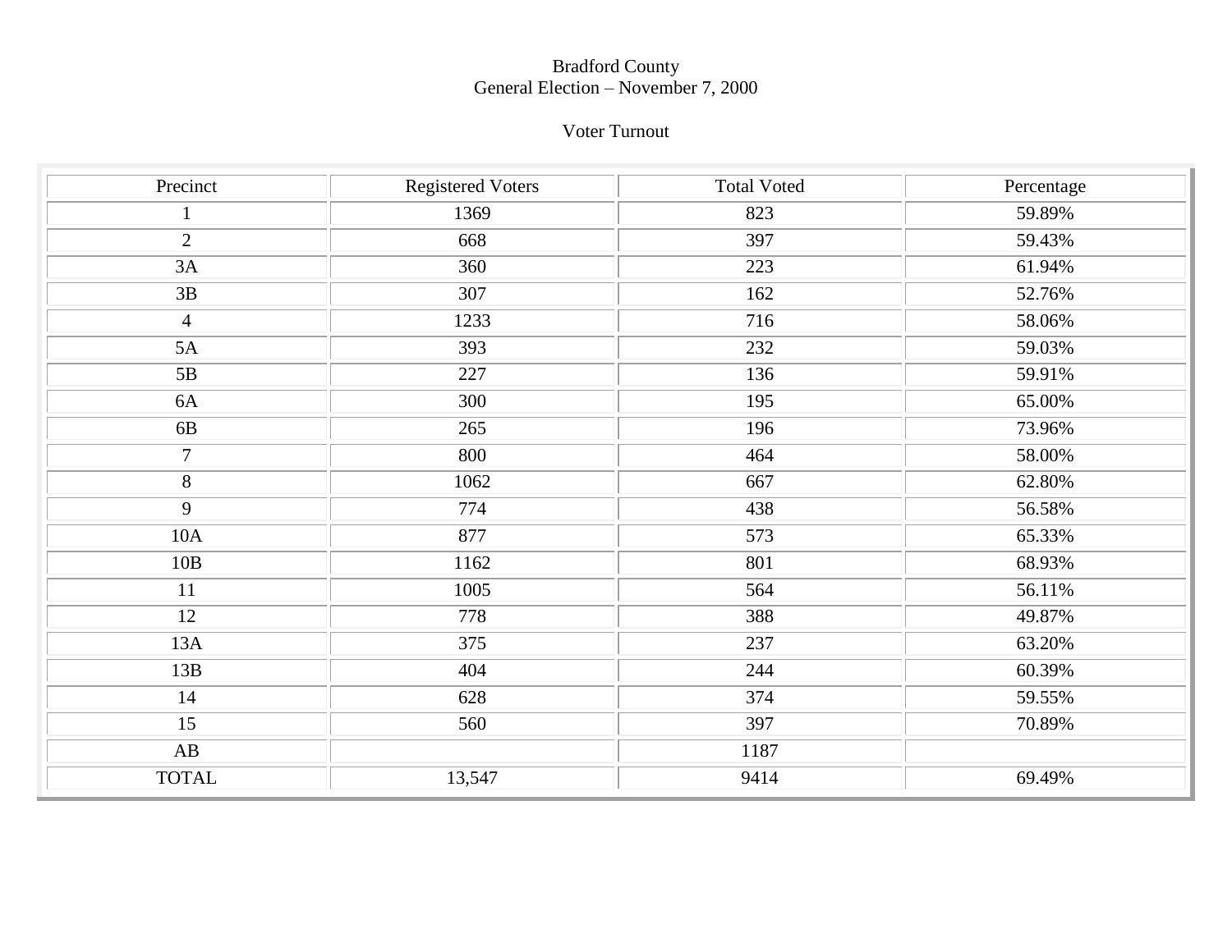Bradford County
General Election – November 7, 2000

Voter Turnout

| Precinct | Registered Voters | Total Voted | Percentage |
| --- | --- | --- | --- |
| 1 | 1369 | 823 | 59.89% |
| 2 | 668 | 397 | 59.43% |
| 3A | 360 | 223 | 61.94% |
| 3B | 307 | 162 | 52.76% |
| 4 | 1233 | 716 | 58.06% |
| 5A | 393 | 232 | 59.03% |
| 5B | 227 | 136 | 59.91% |
| 6A | 300 | 195 | 65.00% |
| 6B | 265 | 196 | 73.96% |
| 7 | 800 | 464 | 58.00% |
| 8 | 1062 | 667 | 62.80% |
| 9 | 774 | 438 | 56.58% |
| 10A | 877 | 573 | 65.33% |
| 10B | 1162 | 801 | 68.93% |
| 11 | 1005 | 564 | 56.11% |
| 12 | 778 | 388 | 49.87% |
| 13A | 375 | 237 | 63.20% |
| 13B | 404 | 244 | 60.39% |
| 14 | 628 | 374 | 59.55% |
| 15 | 560 | 397 | 70.89% |
| AB | | 1187 | |
| TOTAL | 13,547 | 9414 | 69.49% |